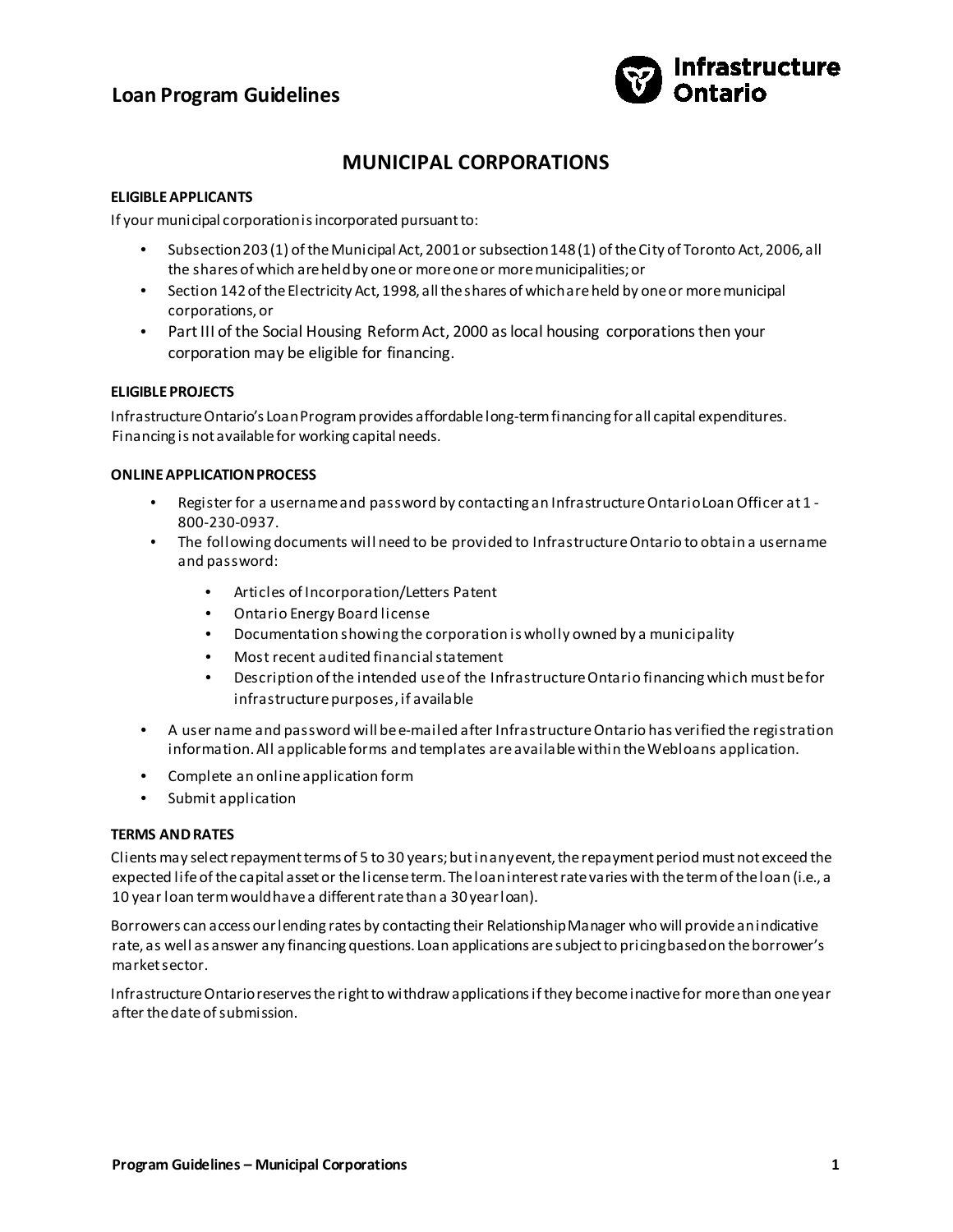# Loan Program Guidelines

## MUNICIPAL CORPORATIONS

### ELIGIBLE APPLICANTS

If your municipal corporation is incorporated pursuant to:

- Subsection 203 (1) of the Municipal Act, 2001 or subsection 148 (1) of the City of Toronto Act, 2006, all the shares of which are held by one or more one or more municipalities; or
- Section 142 of the Electricity Act, 1998, all the shares of which are held by one or more municipal corporations, or
- Part III of the Social Housing Reform Act, 2000 as local housing corporations then your corporation may be eligible for financing.

### ELIGIBLE PROJECTS

Infrastructure Ontario's Loan Program provides affordable long-term financing for all capital expenditures. Financing is not available for working capital needs.

### ONLINE APPLICATION PROCESS

- Register for a username and password by contacting an Infrastructure Ontario Loan Officer at 1-800-230-0937.
- The following documents will need to be provided to Infrastructure Ontario to obtain a username and password:
  - Articles of Incorporation/Letters Patent
  - Ontario Energy Board license
  - Documentation showing the corporation is wholly owned by a municipality
  - Most recent audited financial statement
  - Description of the intended use of the Infrastructure Ontario financing which must be for infrastructure purposes, if available
- A user name and password will be e-mailed after Infrastructure Ontario has verified the registration information. All applicable forms and templates are available within the Webloans application.
- Complete an online application form
- Submit application

### TERMS AND RATES

Clients may select repayment terms of 5 to 30 years; but in any event, the repayment period must not exceed the expected life of the capital asset or the license term. The loan interest rate varies with the term of the loan (i.e., a 10 year loan term would have a different rate than a 30 year loan).

Borrowers can access our lending rates by contacting their Relationship Manager who will provide an indicative rate, as well as answer any financing questions. Loan applications are subject to pricing based on the borrower's market sector.

Infrastructure Ontario reserves the right to withdraw applications if they become inactive for more than one year after the date of submission.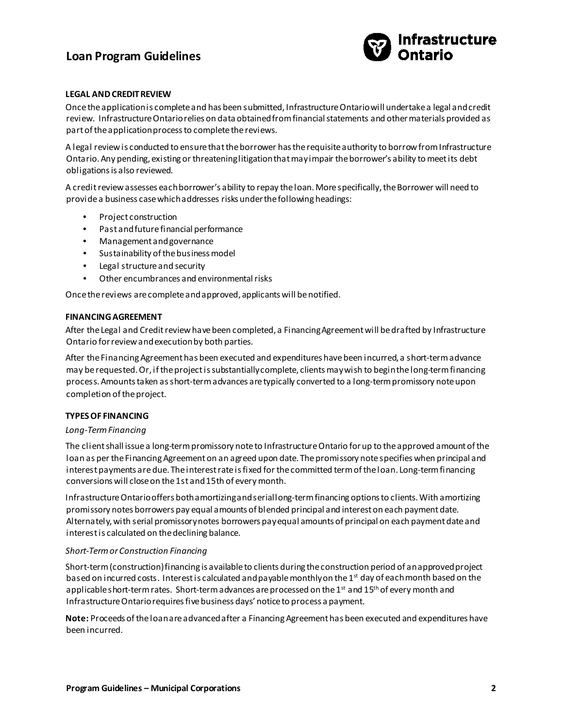**LEGAL AND CREDIT REVIEW**

Once the application is complete and has been submitted, Infrastructure Ontario will undertake a legal and credit review. Infrastructure Ontario relies on data obtained from financial statements and other materials provided as part of the application process to complete the reviews.

A legal review is conducted to ensure that the borrower has the requisite authority to borrow from Infrastructure Ontario. Any pending, existing or threatening litigation that may impair the borrower's ability to meet its debt obligations is also reviewed.

A credit review assesses each borrower's ability to repay the loan. More specifically, the Borrower will need to provide a business case which addresses risks under the following headings:

- Project construction
- Past and future financial performance
- Management and governance
- Sustainability of the business model
- Legal structure and security
- Other encumbrances and environmental risks

Once the reviews are complete and approved, applicants will be notified.

**FINANCING AGREEMENT**

After the Legal and Credit review have been completed, a Financing Agreement will be drafted by Infrastructure Ontario for review and execution by both parties.

After the Financing Agreement has been executed and expenditures have been incurred, a short-term advance may be requested. Or, if the project is substantially complete, clients may wish to begin the long-term financing process. Amounts taken as short-term advances are typically converted to a long-term promissory note upon completion of the project.

**TYPES OF FINANCING**

*Long-Term Financing*

The client shall issue a long-term promissory note to Infrastructure Ontario for up to the approved amount of the loan as per the Financing Agreement on an agreed upon date. The promissory note specifies when principal and interest payments are due. The interest rate is fixed for the committed term of the loan. Long-term financing conversions will close on the 1st and 15th of every month.

Infrastructure Ontario offers both amortizing and serial long-term financing options to clients. With amortizing promissory notes borrowers pay equal amounts of blended principal and interest on each payment date. Alternately, with serial promissory notes borrowers pay equal amounts of principal on each payment date and interest is calculated on the declining balance.

*Short-Term or Construction Financing*

Short-term (construction) financing is available to clients during the construction period of an approved project based on incurred costs. Interest is calculated and payable monthly on the 1st day of each month based on the applicable short-term rates. Short-term advances are processed on the 1st and 15th of every month and Infrastructure Ontario requires five business days' notice to process a payment.

**Note:** Proceeds of the loan are advanced after a Financing Agreement has been executed and expenditures have been incurred.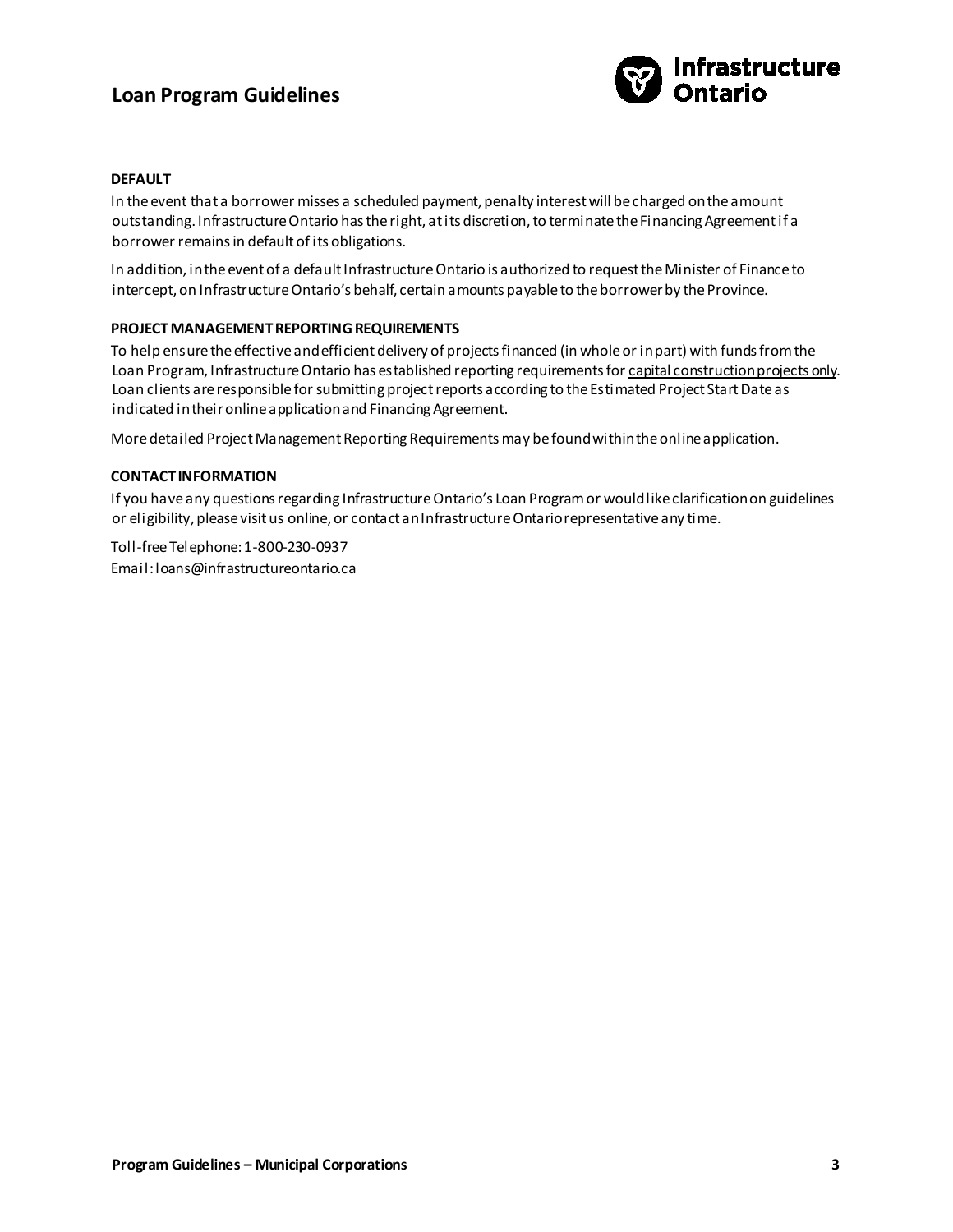#### DEFAULT

In the event that a borrower misses a scheduled payment, penalty interest will be charged on the amount outstanding. Infrastructure Ontario has the right, at its discretion, to terminate the Financing Agreement if a borrower remains in default of its obligations.

In addition, in the event of a default Infrastructure Ontario is authorized to request the Minister of Finance to intercept, on Infrastructure Ontario's behalf, certain amounts payable to the borrower by the Province.

#### PROJECT MANAGEMENT REPORTING REQUIREMENTS

To help ensure the effective and efficient delivery of projects financed (in whole or in part) with funds from the Loan Program, Infrastructure Ontario has established reporting requirements for capital construction projects only. Loan clients are responsible for submitting project reports according to the Estimated Project Start Date as indicated in their online application and Financing Agreement.

More detailed Project Management Reporting Requirements may be found within the online application.

#### CONTACT INFORMATION

If you have any questions regarding Infrastructure Ontario's Loan Program or would like clarification on guidelines or eligibility, please visit us online, or contact an Infrastructure Ontario representative any time.

Toll-free Telephone: 1-800-230-0937
Email: loans@infrastructureontario.ca